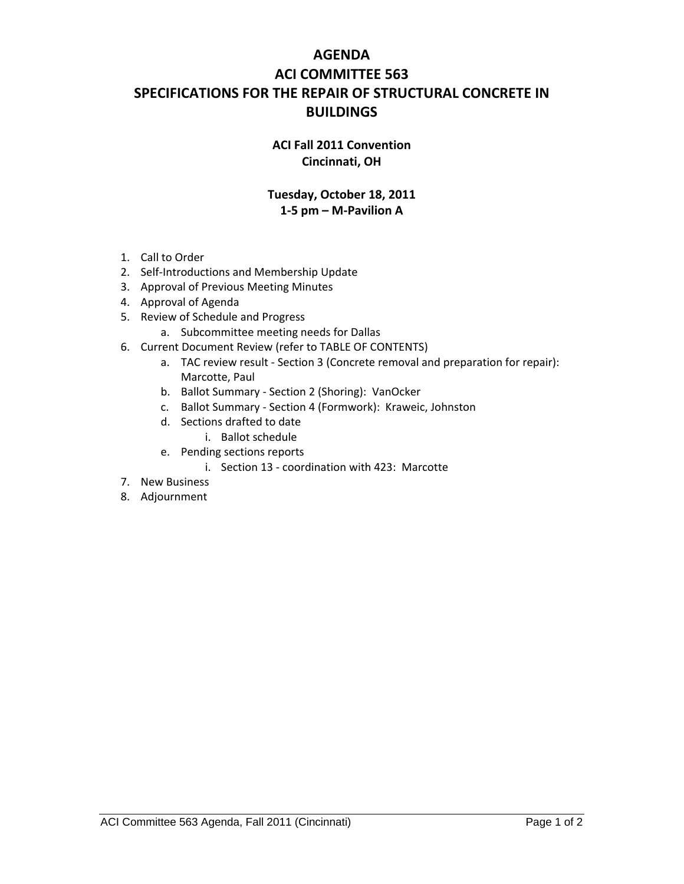# AGENDA
# ACI COMMITTEE 563
# SPECIFICATIONS FOR THE REPAIR OF STRUCTURAL CONCRETE IN BUILDINGS

**ACI Fall 2011 Convention**
**Cincinnati, OH**

**Tuesday, October 18, 2011**
**1-5 pm – M-Pavilion A**

1. Call to Order
2. Self-Introductions and Membership Update
3. Approval of Previous Meeting Minutes
4. Approval of Agenda
5. Review of Schedule and Progress
    a. Subcommittee meeting needs for Dallas
6. Current Document Review (refer to TABLE OF CONTENTS)
    a. TAC review result - Section 3 (Concrete removal and preparation for repair): Marcotte, Paul
    b. Ballot Summary - Section 2 (Shoring): VanOcker
    c. Ballot Summary - Section 4 (Formwork): Kraweic, Johnston
    d. Sections drafted to date
        i. Ballot schedule
    e. Pending sections reports
        i. Section 13 - coordination with 423: Marcotte
7. New Business
8. Adjournment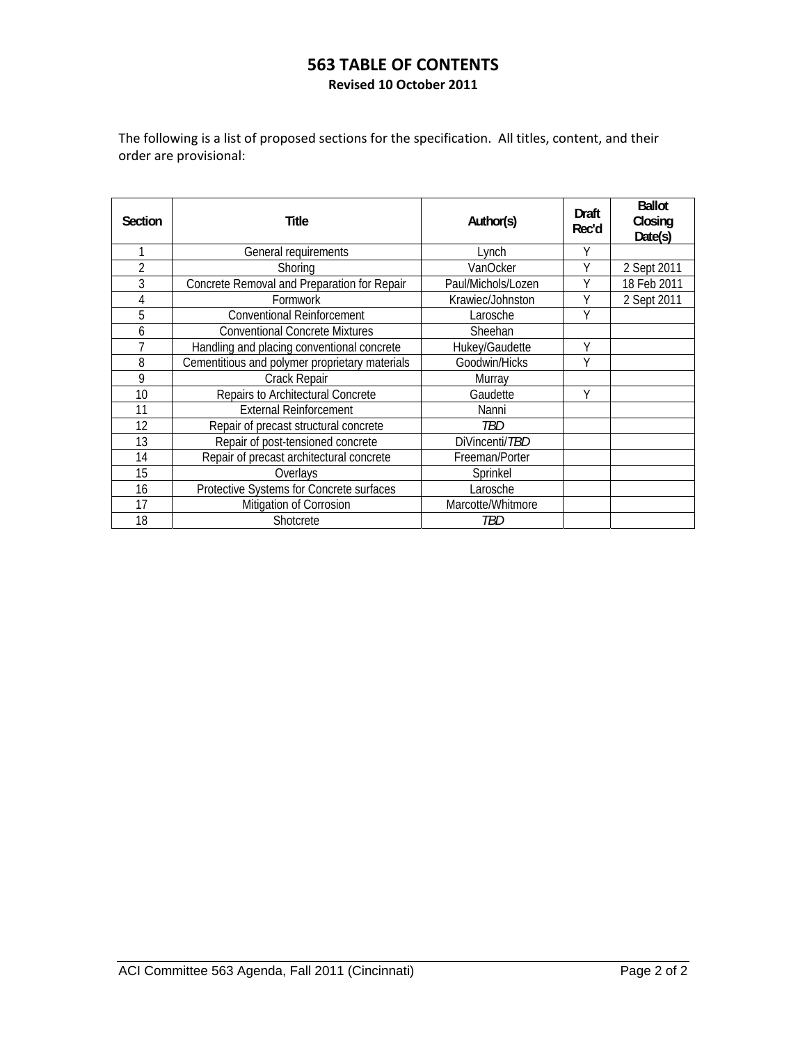# 563 TABLE OF CONTENTS

**Revised 10 October 2011**

The following is a list of proposed sections for the specification. All titles, content, and their order are provisional:

| Section | Title | Author(s) | Draft Rec'd | Ballot Closing Date(s) |
|---|---|---|---|---|
| 1 | General requirements | Lynch | Y | |
| 2 | Shoring | VanOcker | Y | 2 Sept 2011 |
| 3 | Concrete Removal and Preparation for Repair | Paul/Nichols/Lozen | Y | 18 Feb 2011 |
| 4 | Formwork | Krawiec/Johnston | Y | 2 Sept 2011 |
| 5 | Conventional Reinforcement | Larosche | Y | |
| 6 | Conventional Concrete Mixtures | Sheehan | | |
| 7 | Handling and placing conventional concrete | Hukey/Gaudette | Y | |
| 8 | Cementitious and polymer proprietary materials | Goodwin/Hicks | Y | |
| 9 | Crack Repair | Murray | | |
| 10 | Repairs to Architectural Concrete | Gaudette | Y | |
| 11 | External Reinforcement | Nanni | | |
| 12 | Repair of precast structural concrete | *TBD* | | |
| 13 | Repair of post-tensioned concrete | DiVincenti/*TBD* | | |
| 14 | Repair of precast architectural concrete | Freeman/Porter | | |
| 15 | Overlays | Sprinkel | | |
| 16 | Protective Systems for Concrete surfaces | Larosche | | |
| 17 | Mitigation of Corrosion | Marcotte/Whitmore | | |
| 18 | Shotcrete | *TBD* | | |